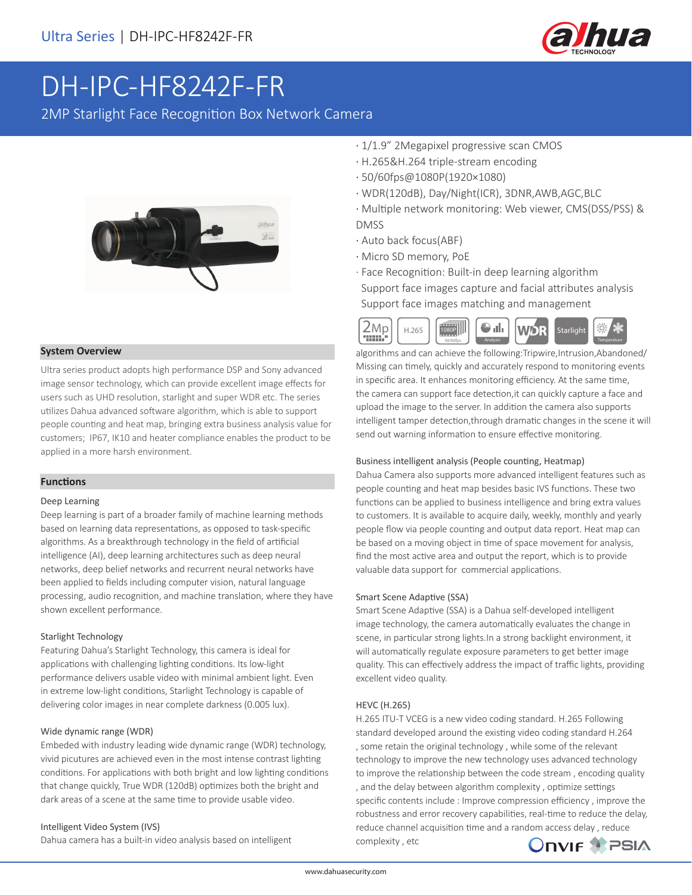# DH-IPC-HF8242F-FR

2MP Starlight Face Recognition Box Network Camera

- 1/1.9" 2Megapixel progressive scan CMOS
- H.265&H.264 triple-stream encoding
- 50/60fps@1080P(1920×1080)
- WDR(120dB), Day/Night(ICR), 3DNR,AWB,AGC,BLC
- Multiple network monitoring: Web viewer, CMS(DSS/PSS) & DMSS
- Auto back focus(ABF)
- Micro SD memory, PoE
- Face Recognition: Built-in deep learning algorithm
  Support face images capture and facial attributes analysis
  Support face images matching and management

## System Overview

Ultra series product adopts high performance DSP and Sony advanced image sensor technology, which can provide excellent image effects for users such as UHD resolution, starlight and super WDR etc. The series utilizes Dahua advanced software algorithm, which is able to support people counting and heat map, bringing extra business analysis value for customers; IP67, IK10 and heater compliance enables the product to be applied in a more harsh environment.

## Functions

### Deep Learning

Deep learning is part of a broader family of machine learning methods based on learning data representations, as opposed to task-specific algorithms. As a breakthrough technology in the field of artificial intelligence (AI), deep learning architectures such as deep neural networks, deep belief networks and recurrent neural networks have been applied to fields including computer vision, natural language processing, audio recognition, and machine translation, where they have shown excellent performance.

### Starlight Technology

Featuring Dahua's Starlight Technology, this camera is ideal for applications with challenging lighting conditions. Its low-light performance delivers usable video with minimal ambient light. Even in extreme low-light conditions, Starlight Technology is capable of delivering color images in near complete darkness (0.005 lux).

### Wide dynamic range (WDR)

Embeded with industry leading wide dynamic range (WDR) technology, vivid picutures are achieved even in the most intense contrast lighting conditions. For applications with both bright and low lighting conditions that change quickly, True WDR (120dB) optimizes both the bright and dark areas of a scene at the same time to provide usable video.

### Intelligent Video System (IVS)

Dahua camera has a built-in video analysis based on intelligent algorithms and can achieve the following:Tripwire,Intrusion,Abandoned/Missing can timely, quickly and accurately respond to monitoring events in specific area. It enhances monitoring efficiency. At the same time, the camera can support face detection,it can quickly capture a face and upload the image to the server. In addition the camera also supports intelligent tamper detection,through dramatic changes in the scene it will send out warning information to ensure effective monitoring.

### Business intelligent analysis (People counting, Heatmap)

Dahua Camera also supports more advanced intelligent features such as people counting and heat map besides basic IVS functions. These two functions can be applied to business intelligence and bring extra values to customers. It is available to acquire daily, weekly, monthly and yearly people flow via people counting and output data report. Heat map can be based on a moving object in time of space movement for analysis, find the most active area and output the report, which is to provide valuable data support for commercial applications.

### Smart Scene Adaptive (SSA)

Smart Scene Adaptive (SSA) is a Dahua self-developed intelligent image technology, the camera automatically evaluates the change in scene, in particular strong lights.In a strong backlight environment, it will automatically regulate exposure parameters to get better image quality. This can effectively address the impact of traffic lights, providing excellent video quality.

### HEVC (H.265)

H.265 ITU-T VCEG is a new video coding standard. H.265 Following standard developed around the existing video coding standard H.264 , some retain the original technology , while some of the relevant technology to improve the new technology uses advanced technology to improve the relationship between the code stream , encoding quality , and the delay between algorithm complexity , optimize settings specific contents include : Improve compression efficiency , improve the robustness and error recovery capabilities, real-time to reduce the delay, reduce channel acquisition time and a random access delay , reduce complexity , etc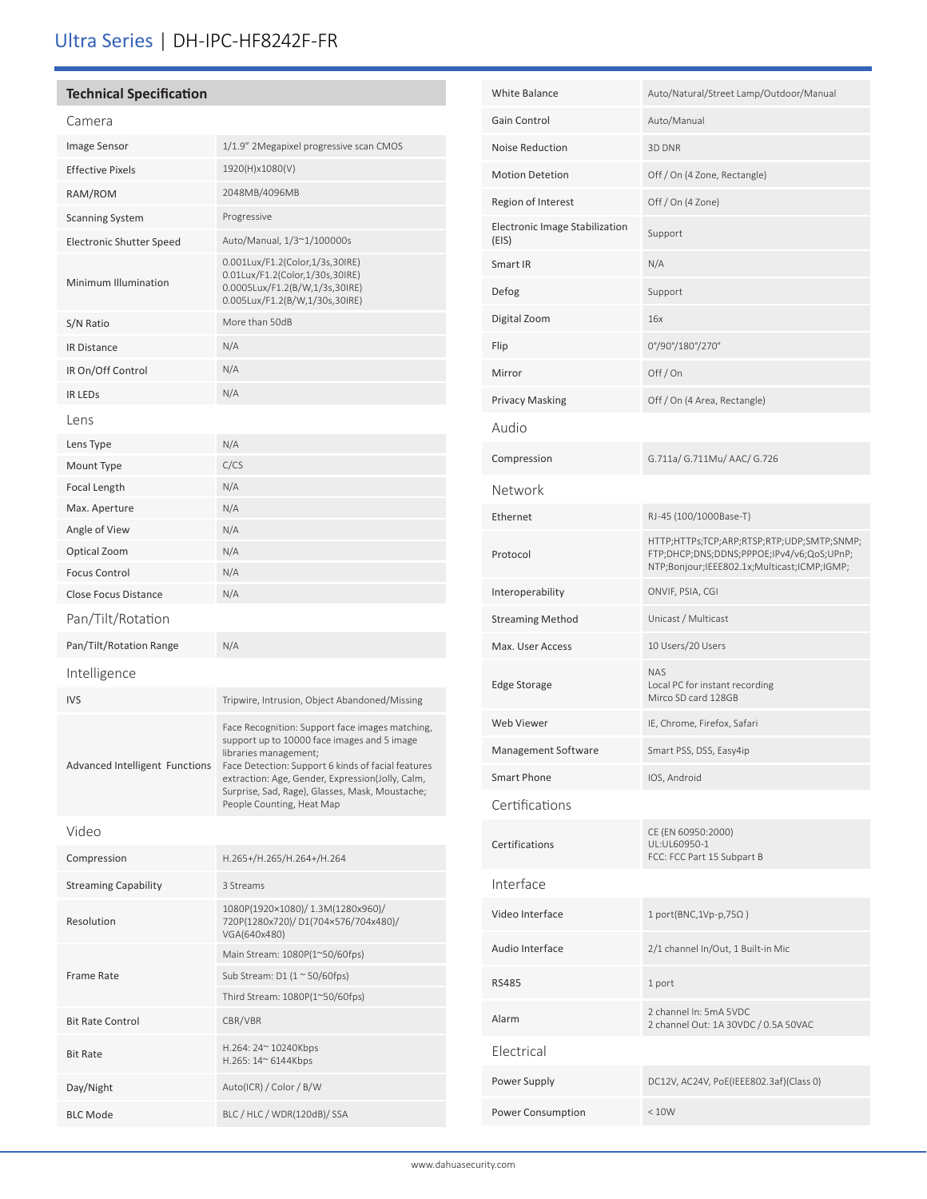# Ultra Series | DH-IPC-HF8242F-FR

## Technical Specification

### Camera

| | |
|---|---|
| Image Sensor | 1/1.9" 2Megapixel progressive scan CMOS |
| Effective Pixels | 1920(H)x1080(V) |
| RAM/ROM | 2048MB/4096MB |
| Scanning System | Progressive |
| Electronic Shutter Speed | Auto/Manual, 1/3~1/100000s |
| Minimum Illumination | 0.001Lux/F1.2(Color,1/3s,30IRE)<br>0.01Lux/F1.2(Color,1/30s,30IRE)<br>0.0005Lux/F1.2(B/W,1/3s,30IRE)<br>0.005Lux/F1.2(B/W,1/30s,30IRE) |
| S/N Ratio | More than 50dB |
| IR Distance | N/A |
| IR On/Off Control | N/A |
| IR LEDs | N/A |

### Lens

| | |
|---|---|
| Lens Type | N/A |
| Mount Type | C/CS |
| Focal Length | N/A |
| Max. Aperture | N/A |
| Angle of View | N/A |
| Optical Zoom | N/A |
| Focus Control | N/A |
| Close Focus Distance | N/A |

### Pan/Tilt/Rotation

| | |
|---|---|
| Pan/Tilt/Rotation Range | N/A |

### Intelligence

| | |
|---|---|
| IVS | Tripwire, Intrusion, Object Abandoned/Missing |
| Advanced Intelligent Functions | Face Recognition: Support face images matching, support up to 10000 face images and 5 image libraries management;<br>Face Detection: Support 6 kinds of facial features extraction: Age, Gender, Expression(Jolly, Calm, Surprise, Sad, Rage), Glasses, Mask, Moustache;<br>People Counting, Heat Map |

### Video

| | |
|---|---|
| Compression | H.265+/H.265/H.264+/H.264 |
| Streaming Capability | 3 Streams |
| Resolution | 1080P(1920×1080)/ 1.3M(1280x960)/ 720P(1280x720)/ D1(704×576/704x480)/ VGA(640x480) |
| Frame Rate | Main Stream: 1080P(1~50/60fps)<br>Sub Stream: D1 (1 ~ 50/60fps)<br>Third Stream: 1080P(1~50/60fps) |
| Bit Rate Control | CBR/VBR |
| Bit Rate | H.264: 24~ 10240Kbps<br>H.265: 14~ 6144Kbps |
| Day/Night | Auto(ICR) / Color / B/W |
| BLC Mode | BLC / HLC / WDR(120dB)/ SSA |
| White Balance | Auto/Natural/Street Lamp/Outdoor/Manual |
| Gain Control | Auto/Manual |
| Noise Reduction | 3D DNR |
| Motion Detetion | Off / On (4 Zone, Rectangle) |
| Region of Interest | Off / On (4 Zone) |
| Electronic Image Stabilization (EIS) | Support |
| Smart IR | N/A |
| Defog | Support |
| Digital Zoom | 16x |
| Flip | 0°/90°/180°/270° |
| Mirror | Off / On |
| Privacy Masking | Off / On (4 Area, Rectangle) |

### Audio

| | |
|---|---|
| Compression | G.711a/ G.711Mu/ AAC/ G.726 |

### Network

| | |
|---|---|
| Ethernet | RJ-45 (100/1000Base-T) |
| Protocol | HTTP;HTTPs;TCP;ARP;RTSP;RTP;UDP;SMTP;SNMP; FTP;DHCP;DNS;DDNS;PPPOE;IPv4/v6;QoS;UPnP; NTP;Bonjour;IEEE802.1x;Multicast;ICMP;IGMP; |
| Interoperability | ONVIF, PSIA, CGI |
| Streaming Method | Unicast / Multicast |
| Max. User Access | 10 Users/20 Users |
| Edge Storage | NAS<br>Local PC for instant recording<br>Mirco SD card 128GB |
| Web Viewer | IE, Chrome, Firefox, Safari |
| Management Software | Smart PSS, DSS, Easy4ip |
| Smart Phone | IOS, Android |

### Certifications

| | |
|---|---|
| Certifications | CE (EN 60950:2000)<br>UL:UL60950-1<br>FCC: FCC Part 15 Subpart B |

### Interface

| | |
|---|---|
| Video Interface | 1 port(BNC,1Vp-p,75Ω ) |
| Audio Interface | 2/1 channel In/Out, 1 Built-in Mic |
| RS485 | 1 port |
| Alarm | 2 channel In: 5mA 5VDC<br>2 channel Out: 1A 30VDC / 0.5A 50VAC |

### Electrical

| | |
|---|---|
| Power Supply | DC12V, AC24V, PoE(IEEE802.3af)(Class 0) |
| Power Consumption | < 10W |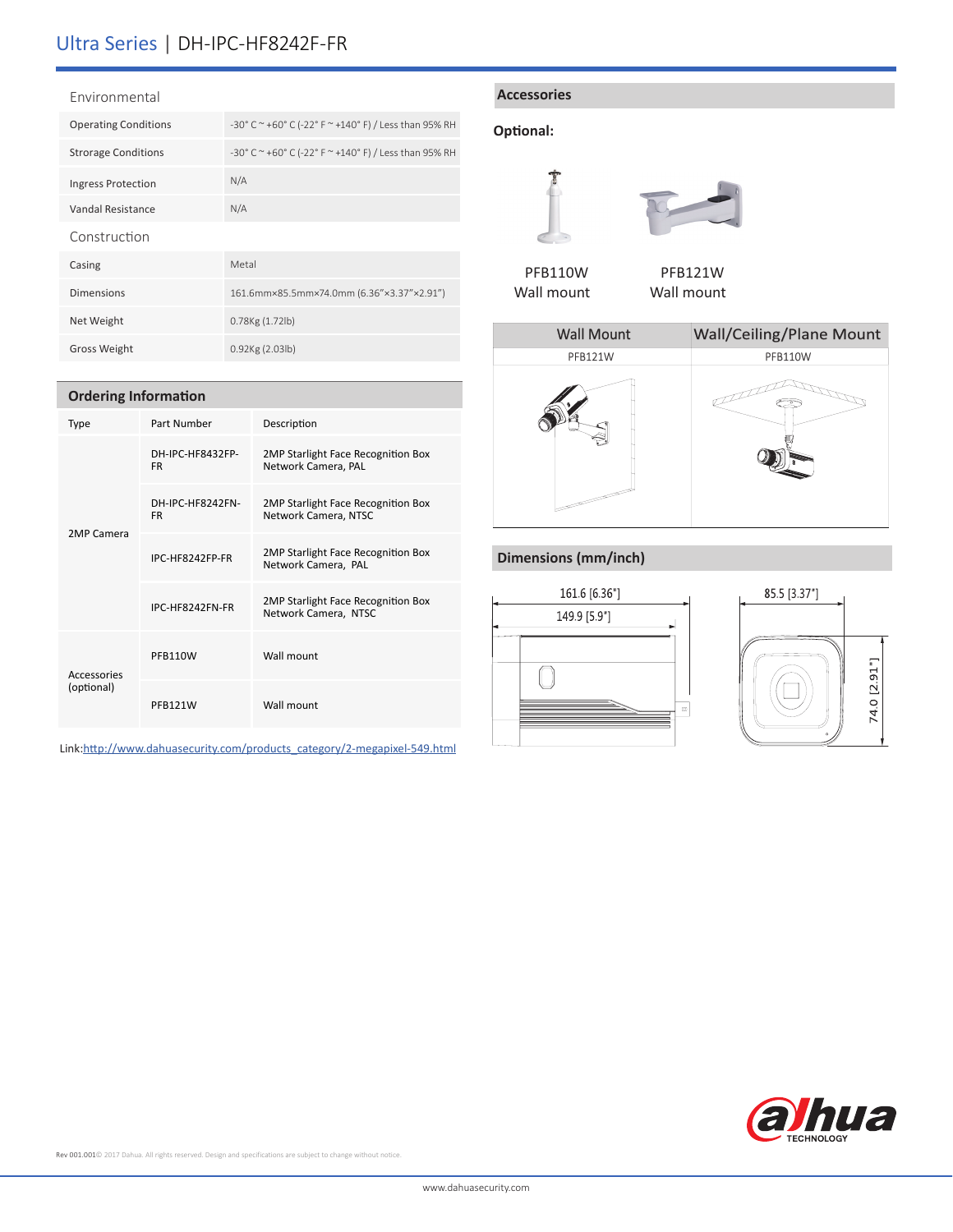## Environmental

| | |
|---|---|
| Operating Conditions | -30° C ~ +60° C (-22° F ~ +140° F) / Less than 95% RH |
| Strorage Conditions | -30° C ~ +60° C (-22° F ~ +140° F) / Less than 95% RH |
| Ingress Protection | N/A |
| Vandal Resistance | N/A |

## Construction

| | |
|---|---|
| Casing | Metal |
| Dimensions | 161.6mm×85.5mm×74.0mm (6.36"×3.37"×2.91") |
| Net Weight | 0.78Kg (1.72lb) |
| Gross Weight | 0.92Kg (2.03lb) |

## Ordering Information

| Type | Part Number | Description |
|---|---|---|
| 2MP Camera | DH-IPC-HF8432FP-FR | 2MP Starlight Face Recognition Box Network Camera, PAL |
| | DH-IPC-HF8242FN-FR | 2MP Starlight Face Recognition Box Network Camera, NTSC |
| | IPC-HF8242FP-FR | 2MP Starlight Face Recognition Box Network Camera, PAL |
| | IPC-HF8242FN-FR | 2MP Starlight Face Recognition Box Network Camera, NTSC |
| Accessories (optional) | PFB110W | Wall mount |
| | PFB121W | Wall mount |

Link:http://www.dahuasecurity.com/products_category/2-megapixel-549.html

## Accessories

**Optional:**

PFB110W
Wall mount

PFB121W
Wall mount

| Wall Mount | Wall/Ceiling/Plane Mount |
|---|---|
| PFB121W | PFB110W |

## Dimensions (mm/inch)

161.6 [6.36"]
149.9 [5.9"]
85.5 [3.37"]
74.0 [2.91"]

Rev 001.001© 2017 Dahua. All rights reserved. Design and specifications are subject to change without notice.